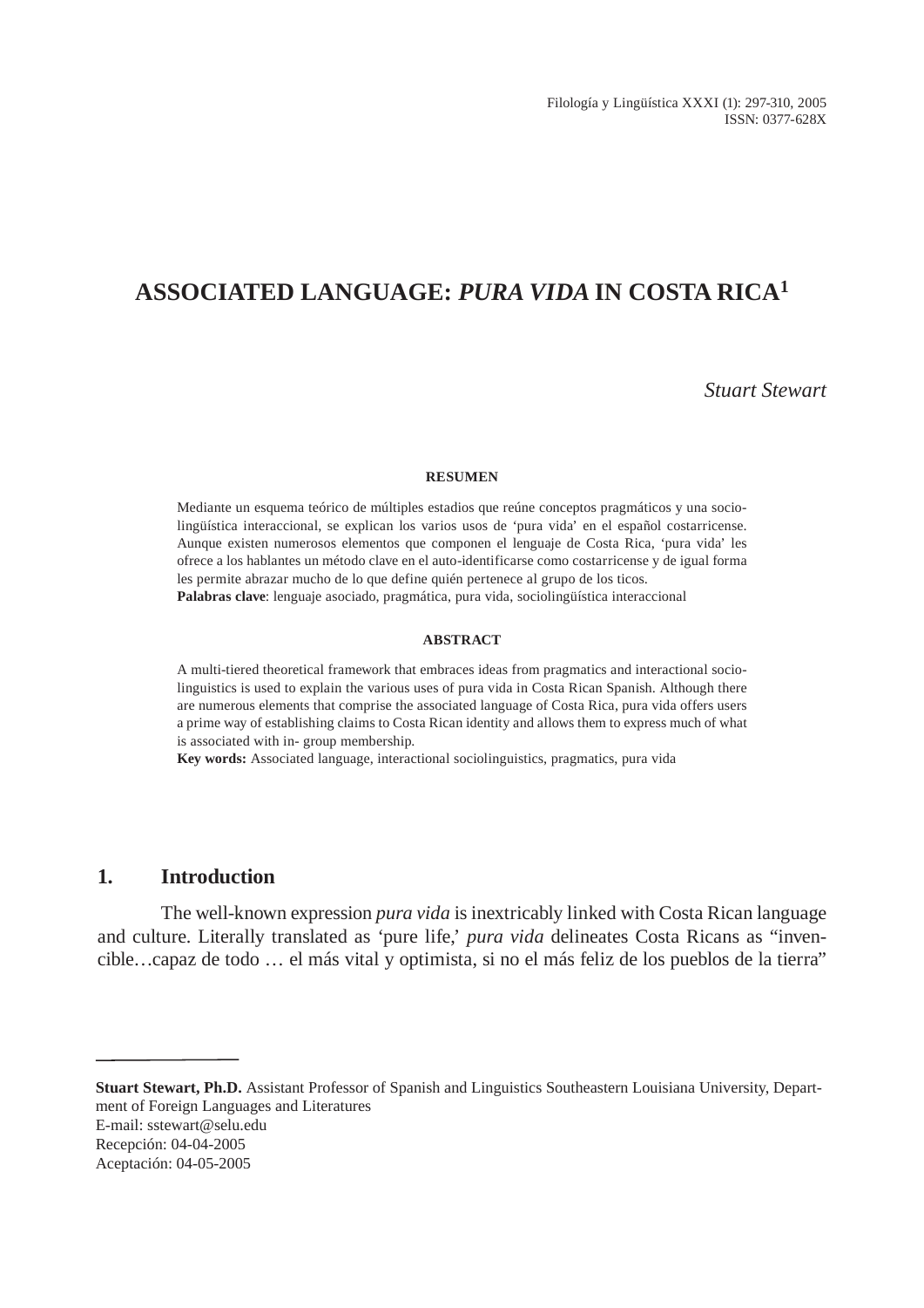# ASSOCIATED LANGUAGE: *PURA VIDA* IN COSTA RICA[1]

*Stuart Stewart*

**RESUMEN**

Mediante un esquema teórico de múltiples estadios que reúne conceptos pragmáticos y una sociolingüística interaccional, se explican los varios usos de 'pura vida' en el español costarricense. Aunque existen numerosos elementos que componen el lenguaje de Costa Rica, 'pura vida' les ofrece a los hablantes un método clave en el auto-identificarse como costarricense y de igual forma les permite abrazar mucho de lo que define quién pertenece al grupo de los ticos.

**Palabras clave**: lenguaje asociado, pragmática, pura vida, sociolingüística interaccional

**ABSTRACT**

A multi-tiered theoretical framework that embraces ideas from pragmatics and interactional sociolinguistics is used to explain the various uses of pura vida in Costa Rican Spanish. Although there are numerous elements that comprise the associated language of Costa Rica, pura vida offers users a prime way of establishing claims to Costa Rican identity and allows them to express much of what is associated with in- group membership.

**Key words:** Associated language, interactional sociolinguistics, pragmatics, pura vida

## 1. Introduction

The well-known expression *pura vida* is inextricably linked with Costa Rican language and culture. Literally translated as 'pure life,' *pura vida* delineates Costa Ricans as "invencible…capaz de todo … el más vital y optimista, si no el más feliz de los pueblos de la tierra"

---

**Stuart Stewart, Ph.D.** Assistant Professor of Spanish and Linguistics Southeastern Louisiana University, Department of Foreign Languages and Literatures
E-mail: sstewart@selu.edu
Recepción: 04-04-2005
Aceptación: 04-05-2005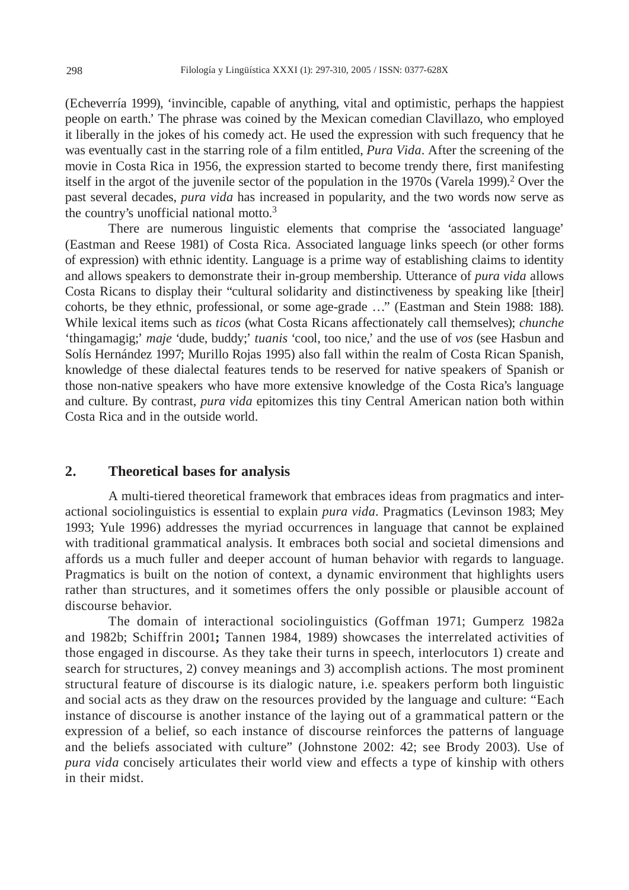(Echeverría 1999), 'invincible, capable of anything, vital and optimistic, perhaps the happiest people on earth.' The phrase was coined by the Mexican comedian Clavillazo, who employed it liberally in the jokes of his comedy act. He used the expression with such frequency that he was eventually cast in the starring role of a film entitled, *Pura Vida*. After the screening of the movie in Costa Rica in 1956, the expression started to become trendy there, first manifesting itself in the argot of the juvenile sector of the population in the 1970s (Varela 1999).[2] Over the past several decades, *pura vida* has increased in popularity, and the two words now serve as the country's unofficial national motto.[3]

There are numerous linguistic elements that comprise the 'associated language' (Eastman and Reese 1981) of Costa Rica. Associated language links speech (or other forms of expression) with ethnic identity. Language is a prime way of establishing claims to identity and allows speakers to demonstrate their in-group membership. Utterance of *pura vida* allows Costa Ricans to display their "cultural solidarity and distinctiveness by speaking like [their] cohorts, be they ethnic, professional, or some age-grade …" (Eastman and Stein 1988: 188). While lexical items such as *ticos* (what Costa Ricans affectionately call themselves); *chunche* 'thingamagig;' *maje* 'dude, buddy;' *tuanis* 'cool, too nice,' and the use of *vos* (see Hasbun and Solís Hernández 1997; Murillo Rojas 1995) also fall within the realm of Costa Rican Spanish, knowledge of these dialectal features tends to be reserved for native speakers of Spanish or those non-native speakers who have more extensive knowledge of the Costa Rica's language and culture. By contrast, *pura vida* epitomizes this tiny Central American nation both within Costa Rica and in the outside world.

## 2. Theoretical bases for analysis

A multi-tiered theoretical framework that embraces ideas from pragmatics and interactional sociolinguistics is essential to explain *pura vida*. Pragmatics (Levinson 1983; Mey 1993; Yule 1996) addresses the myriad occurrences in language that cannot be explained with traditional grammatical analysis. It embraces both social and societal dimensions and affords us a much fuller and deeper account of human behavior with regards to language. Pragmatics is built on the notion of context, a dynamic environment that highlights users rather than structures, and it sometimes offers the only possible or plausible account of discourse behavior.

The domain of interactional sociolinguistics (Goffman 1971; Gumperz 1982a and 1982b; Schiffrin 2001**;** Tannen 1984, 1989) showcases the interrelated activities of those engaged in discourse. As they take their turns in speech, interlocutors 1) create and search for structures, 2) convey meanings and 3) accomplish actions. The most prominent structural feature of discourse is its dialogic nature, i.e. speakers perform both linguistic and social acts as they draw on the resources provided by the language and culture: "Each instance of discourse is another instance of the laying out of a grammatical pattern or the expression of a belief, so each instance of discourse reinforces the patterns of language and the beliefs associated with culture" (Johnstone 2002: 42; see Brody 2003). Use of *pura vida* concisely articulates their world view and effects a type of kinship with others in their midst.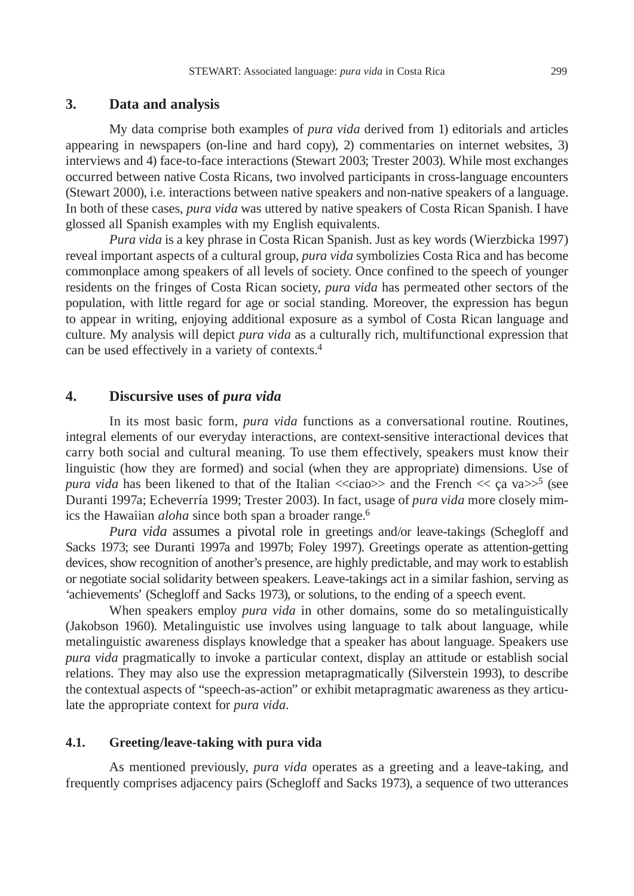## 3. Data and analysis

My data comprise both examples of *pura vida* derived from 1) editorials and articles appearing in newspapers (on-line and hard copy), 2) commentaries on internet websites, 3) interviews and 4) face-to-face interactions (Stewart 2003; Trester 2003). While most exchanges occurred between native Costa Ricans, two involved participants in cross-language encounters (Stewart 2000), i.e. interactions between native speakers and non-native speakers of a language. In both of these cases, *pura vida* was uttered by native speakers of Costa Rican Spanish. I have glossed all Spanish examples with my English equivalents.

*Pura vida* is a key phrase in Costa Rican Spanish. Just as key words (Wierzbicka 1997) reveal important aspects of a cultural group, *pura vida* symbolizies Costa Rica and has become commonplace among speakers of all levels of society. Once confined to the speech of younger residents on the fringes of Costa Rican society, *pura vida* has permeated other sectors of the population, with little regard for age or social standing. Moreover, the expression has begun to appear in writing, enjoying additional exposure as a symbol of Costa Rican language and culture. My analysis will depict *pura vida* as a culturally rich, multifunctional expression that can be used effectively in a variety of contexts.[4]

## 4. Discursive uses of *pura vida*

In its most basic form, *pura vida* functions as a conversational routine. Routines, integral elements of our everyday interactions, are context-sensitive interactional devices that carry both social and cultural meaning. To use them effectively, speakers must know their linguistic (how they are formed) and social (when they are appropriate) dimensions. Use of *pura vida* has been likened to that of the Italian <<ciao>> and the French << ça va>>[5] (see Duranti 1997a; Echeverría 1999; Trester 2003). In fact, usage of *pura vida* more closely mimics the Hawaiian *aloha* since both span a broader range.[6]

*Pura vida* assumes a pivotal role in greetings and/or leave-takings (Schegloff and Sacks 1973; see Duranti 1997a and 1997b; Foley 1997). Greetings operate as attention-getting devices, show recognition of another's presence, are highly predictable, and may work to establish or negotiate social solidarity between speakers. Leave-takings act in a similar fashion, serving as 'achievements' (Schegloff and Sacks 1973), or solutions, to the ending of a speech event.

When speakers employ *pura vida* in other domains, some do so metalinguistically (Jakobson 1960). Metalinguistic use involves using language to talk about language, while metalinguistic awareness displays knowledge that a speaker has about language. Speakers use *pura vida* pragmatically to invoke a particular context, display an attitude or establish social relations. They may also use the expression metapragmatically (Silverstein 1993), to describe the contextual aspects of "speech-as-action" or exhibit metapragmatic awareness as they articulate the appropriate context for *pura vida*.

### 4.1. Greeting/leave-taking with pura vida

As mentioned previously, *pura vida* operates as a greeting and a leave-taking, and frequently comprises adjacency pairs (Schegloff and Sacks 1973), a sequence of two utterances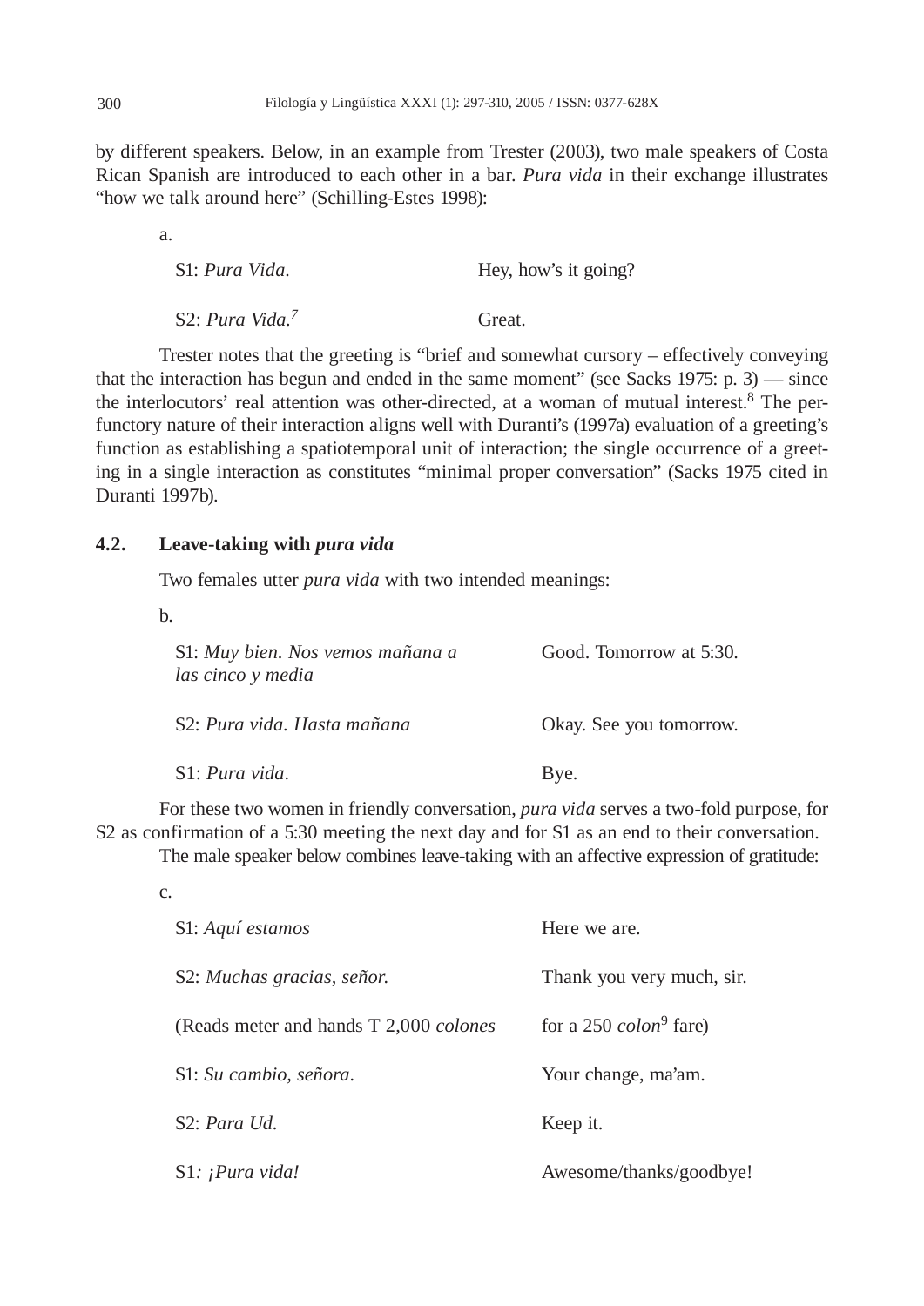by different speakers. Below, in an example from Trester (2003), two male speakers of Costa Rican Spanish are introduced to each other in a bar. *Pura vida* in their exchange illustrates "how we talk around here" (Schilling-Estes 1998):

a.

| | |
|---|---|
| S1: *Pura Vida.* | Hey, how's it going? |
| S2: *Pura Vida.*[7] | Great. |

Trester notes that the greeting is "brief and somewhat cursory – effectively conveying that the interaction has begun and ended in the same moment" (see Sacks 1975: p. 3) — since the interlocutors' real attention was other-directed, at a woman of mutual interest.[8] The perfunctory nature of their interaction aligns well with Duranti's (1997a) evaluation of a greeting's function as establishing a spatiotemporal unit of interaction; the single occurrence of a greeting in a single interaction as constitutes "minimal proper conversation" (Sacks 1975 cited in Duranti 1997b).

## 4.2. Leave-taking with *pura vida*

Two females utter *pura vida* with two intended meanings:

b.

| | |
|---|---|
| S1: *Muy bien. Nos vemos mañana a las cinco y media* | Good. Tomorrow at 5:30. |
| S2: *Pura vida. Hasta mañana* | Okay. See you tomorrow. |
| S1: *Pura vida.* | Bye. |

For these two women in friendly conversation, *pura vida* serves a two-fold purpose, for S2 as confirmation of a 5:30 meeting the next day and for S1 as an end to their conversation.

The male speaker below combines leave-taking with an affective expression of gratitude:

c.

| | |
|---|---|
| S1: *Aquí estamos* | Here we are. |
| S2: *Muchas gracias, señor.* | Thank you very much, sir. |
| (Reads meter and hands T 2,000 *colones* | for a 250 *colon*[9] fare) |
| S1: *Su cambio, señora.* | Your change, ma'am. |
| S2: *Para Ud.* | Keep it. |
| S1*: ¡Pura vida!* | Awesome/thanks/goodbye! |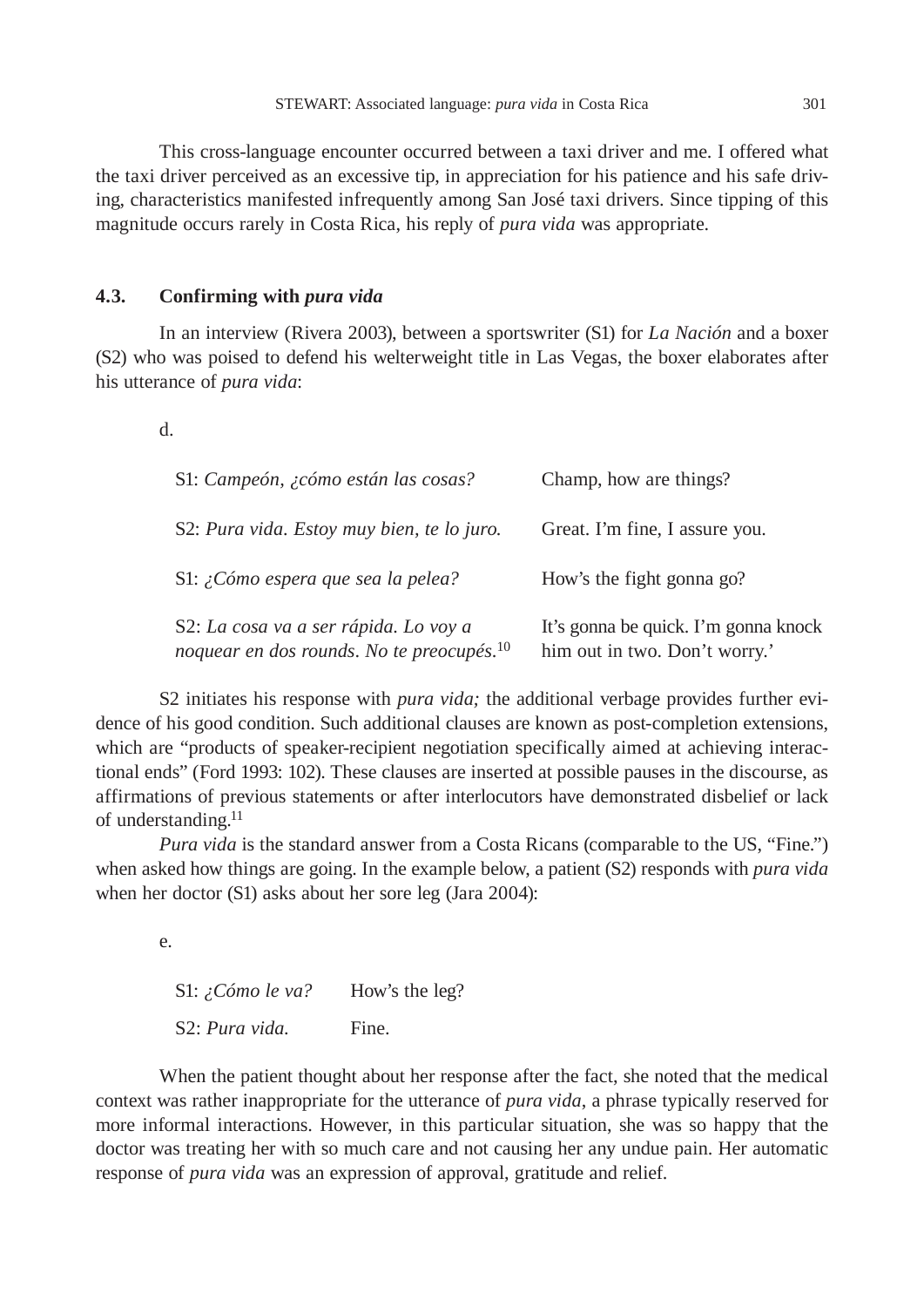This cross-language encounter occurred between a taxi driver and me. I offered what the taxi driver perceived as an excessive tip, in appreciation for his patience and his safe driving, characteristics manifested infrequently among San José taxi drivers. Since tipping of this magnitude occurs rarely in Costa Rica, his reply of *pura vida* was appropriate.

### 4.3. Confirming with *pura vida*

In an interview (Rivera 2003), between a sportswriter (S1) for *La Nación* and a boxer (S2) who was poised to defend his welterweight title in Las Vegas, the boxer elaborates after his utterance of *pura vida*:

d.

| | |
|---|---|
| S1: *Campeón, ¿cómo están las cosas?* | Champ, how are things? |
| S2: *Pura vida. Estoy muy bien, te lo juro.* | Great. I'm fine, I assure you. |
| S1: *¿Cómo espera que sea la pelea?* | How's the fight gonna go? |
| S2: *La cosa va a ser rápida. Lo voy a noquear en dos rounds. No te preocupés.*[10] | It's gonna be quick. I'm gonna knock him out in two. Don't worry.' |

S2 initiates his response with *pura vida;* the additional verbage provides further evidence of his good condition. Such additional clauses are known as post-completion extensions, which are "products of speaker-recipient negotiation specifically aimed at achieving interactional ends" (Ford 1993: 102). These clauses are inserted at possible pauses in the discourse, as affirmations of previous statements or after interlocutors have demonstrated disbelief or lack of understanding.[11]

*Pura vida* is the standard answer from a Costa Ricans (comparable to the US, "Fine.") when asked how things are going. In the example below, a patient (S2) responds with *pura vida* when her doctor (S1) asks about her sore leg (Jara 2004):

e.

| | |
|---|---|
| S1: *¿Cómo le va?* | How's the leg? |
| S2: *Pura vida.* | Fine. |

When the patient thought about her response after the fact, she noted that the medical context was rather inappropriate for the utterance of *pura vida*, a phrase typically reserved for more informal interactions. However, in this particular situation, she was so happy that the doctor was treating her with so much care and not causing her any undue pain. Her automatic response of *pura vida* was an expression of approval, gratitude and relief.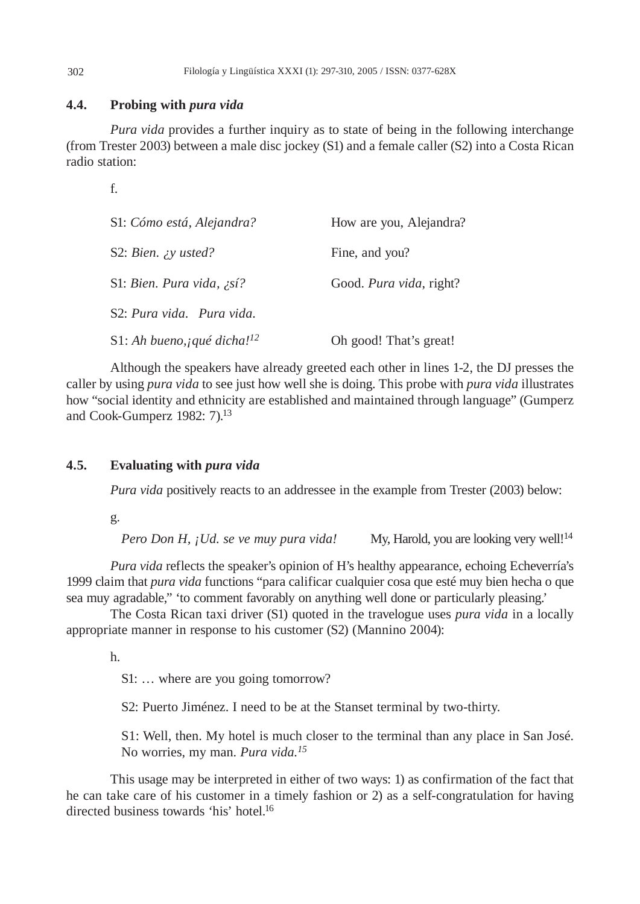### 4.4. Probing with *pura vida*

*Pura vida* provides a further inquiry as to state of being in the following interchange (from Trester 2003) between a male disc jockey (S1) and a female caller (S2) into a Costa Rican radio station:

f.

| | |
|---|---|
| S1: *Cómo está, Alejandra?* | How are you, Alejandra? |
| S2: *Bien. ¿y usted?* | Fine, and you? |
| S1: *Bien. Pura vida, ¿sí?* | Good. *Pura vida*, right? |
| S2: *Pura vida. Pura vida.* | |
| S1: *Ah bueno,¡qué dicha!*[12] | Oh good! That's great! |

Although the speakers have already greeted each other in lines 1-2, the DJ presses the caller by using *pura vida* to see just how well she is doing. This probe with *pura vida* illustrates how "social identity and ethnicity are established and maintained through language" (Gumperz and Cook-Gumperz 1982: 7).[13]

### 4.5. Evaluating with *pura vida*

*Pura vida* positively reacts to an addressee in the example from Trester (2003) below:

g.

*Pero Don H, ¡Ud. se ve muy pura vida!* — My, Harold, you are looking very well![14]

*Pura vida* reflects the speaker's opinion of H's healthy appearance, echoing Echeverría's 1999 claim that *pura vida* functions "para calificar cualquier cosa que esté muy bien hecha o que sea muy agradable," 'to comment favorably on anything well done or particularly pleasing.'

The Costa Rican taxi driver (S1) quoted in the travelogue uses *pura vida* in a locally appropriate manner in response to his customer (S2) (Mannino 2004):

h.

S1: … where are you going tomorrow?

S2: Puerto Jiménez. I need to be at the Stanset terminal by two-thirty.

S1: Well, then. My hotel is much closer to the terminal than any place in San José. No worries, my man. *Pura vida.*[15]

This usage may be interpreted in either of two ways: 1) as confirmation of the fact that he can take care of his customer in a timely fashion or 2) as a self-congratulation for having directed business towards 'his' hotel.[16]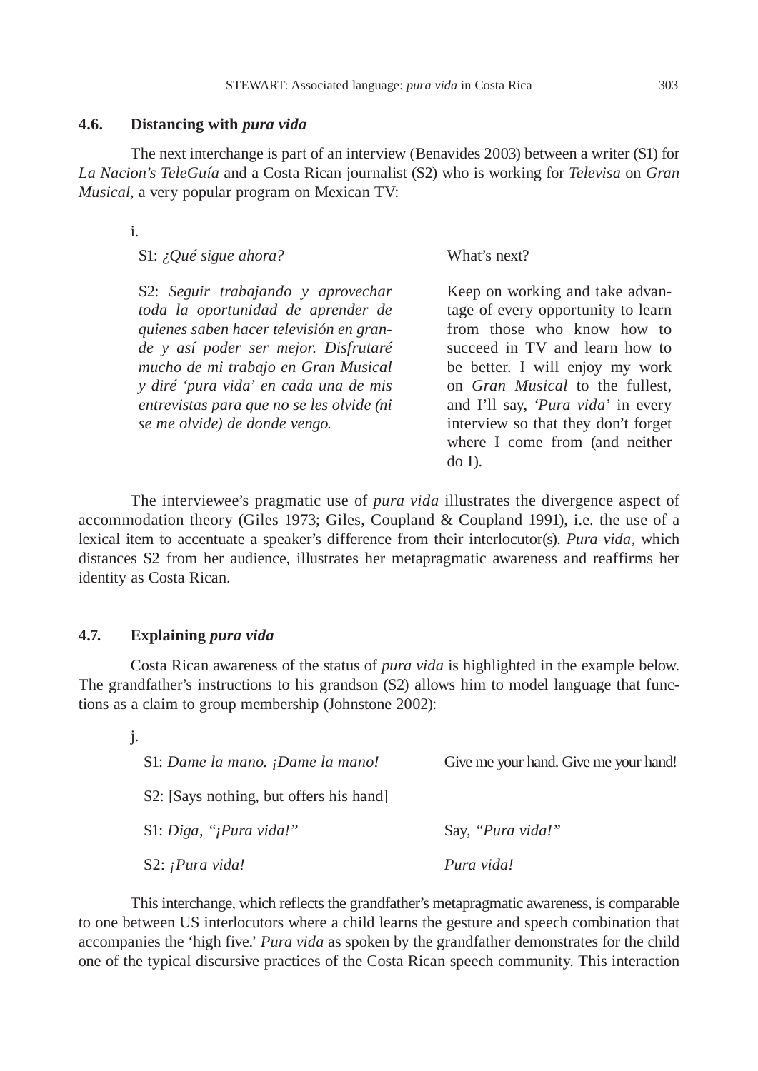### 4.6. Distancing with *pura vida*

The next interchange is part of an interview (Benavides 2003) between a writer (S1) for *La Nacion's TeleGuía* and a Costa Rican journalist (S2) who is working for *Televisa* on *Gran Musical*, a very popular program on Mexican TV:

i.

| | |
|---|---|
| S1: *¿Qué sigue ahora?* | What's next? |
| S2: *Seguir trabajando y aprovechar toda la oportunidad de aprender de quienes saben hacer televisión en grande y así poder ser mejor. Disfrutaré mucho de mi trabajo en Gran Musical y diré 'pura vida' en cada una de mis entrevistas para que no se les olvide (ni se me olvide) de donde vengo.* | Keep on working and take advantage of every opportunity to learn from those who know how to succeed in TV and learn how to be better. I will enjoy my work on *Gran Musical* to the fullest, and I'll say, *'Pura vida'* in every interview so that they don't forget where I come from (and neither do I). |

The interviewee's pragmatic use of *pura vida* illustrates the divergence aspect of accommodation theory (Giles 1973; Giles, Coupland & Coupland 1991), i.e. the use of a lexical item to accentuate a speaker's difference from their interlocutor(s). *Pura vida,* which distances S2 from her audience, illustrates her metapragmatic awareness and reaffirms her identity as Costa Rican.

### 4.7. Explaining *pura vida*

Costa Rican awareness of the status of *pura vida* is highlighted in the example below. The grandfather's instructions to his grandson (S2) allows him to model language that functions as a claim to group membership (Johnstone 2002):

j.

| | |
|---|---|
| S1: *Dame la mano. ¡Dame la mano!* | Give me your hand. Give me your hand! |
| S2: [Says nothing, but offers his hand] | |
| S1: *Diga, "¡Pura vida!"* | Say, *"Pura vida!"* |
| S2: *¡Pura vida!* | *Pura vida!* |

This interchange, which reflects the grandfather's metapragmatic awareness, is comparable to one between US interlocutors where a child learns the gesture and speech combination that accompanies the 'high five.' *Pura vida* as spoken by the grandfather demonstrates for the child one of the typical discursive practices of the Costa Rican speech community. This interaction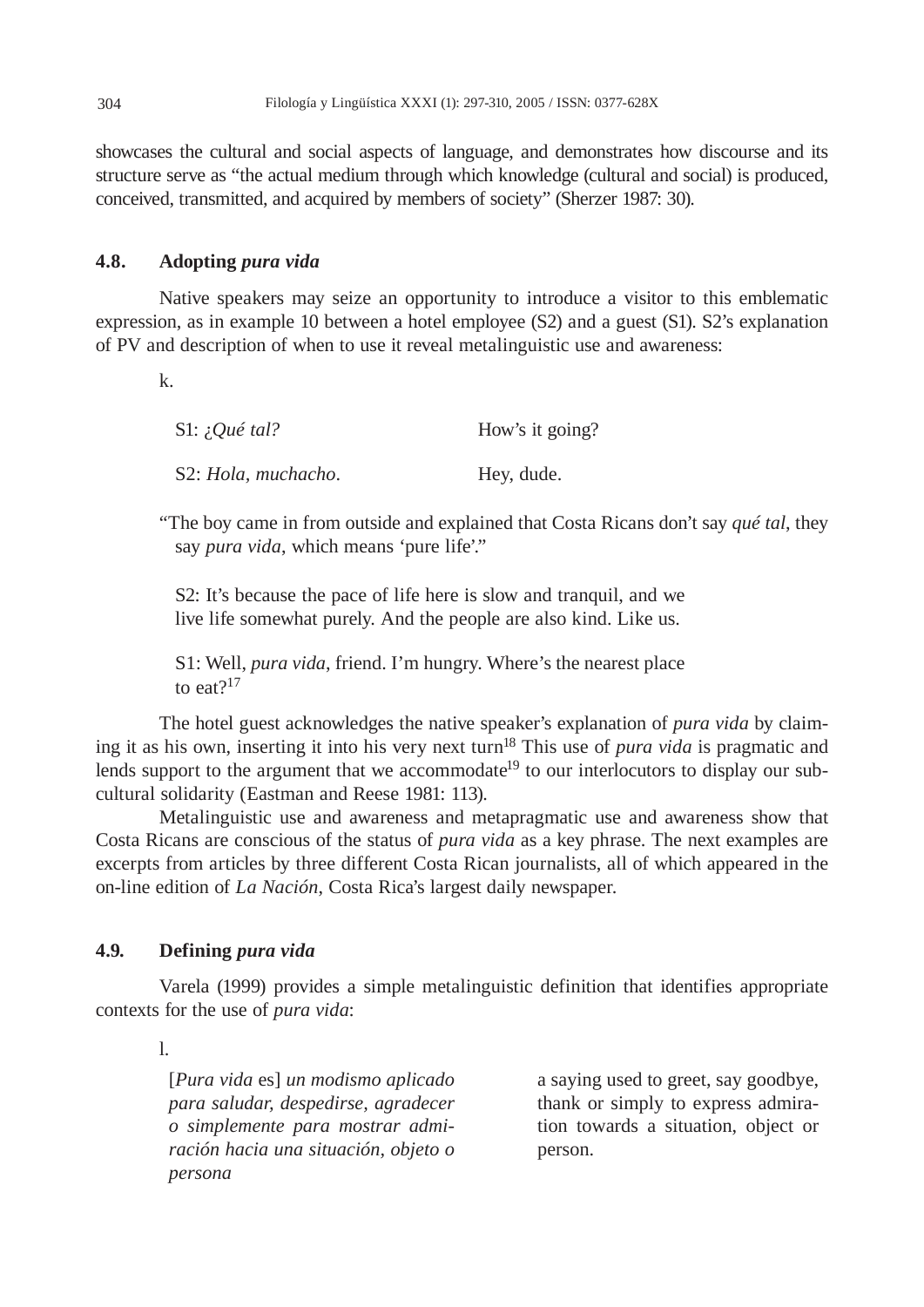showcases the cultural and social aspects of language, and demonstrates how discourse and its structure serve as "the actual medium through which knowledge (cultural and social) is produced, conceived, transmitted, and acquired by members of society" (Sherzer 1987: 30).

### 4.8. Adopting *pura vida*

Native speakers may seize an opportunity to introduce a visitor to this emblematic expression, as in example 10 between a hotel employee (S2) and a guest (S1). S2's explanation of PV and description of when to use it reveal metalinguistic use and awareness:

k.

| | |
|---|---|
| S1: *¿Qué tal?* | How's it going? |
| S2: *Hola, muchacho*. | Hey, dude. |

"The boy came in from outside and explained that Costa Ricans don't say *qué tal*, they say *pura vida*, which means 'pure life'."

S2: It's because the pace of life here is slow and tranquil, and we live life somewhat purely. And the people are also kind. Like us.

S1: Well, *pura vida*, friend. I'm hungry. Where's the nearest place to eat?[17]

The hotel guest acknowledges the native speaker's explanation of *pura vida* by claiming it as his own, inserting it into his very next turn[18] This use of *pura vida* is pragmatic and lends support to the argument that we accommodate[19] to our interlocutors to display our subcultural solidarity (Eastman and Reese 1981: 113).

Metalinguistic use and awareness and metapragmatic use and awareness show that Costa Ricans are conscious of the status of *pura vida* as a key phrase. The next examples are excerpts from articles by three different Costa Rican journalists, all of which appeared in the on-line edition of *La Nación*, Costa Rica's largest daily newspaper.

### 4.9. Defining *pura vida*

Varela (1999) provides a simple metalinguistic definition that identifies appropriate contexts for the use of *pura vida*:

l.

| | |
|---|---|
| [*Pura vida* es] *un modismo aplicado para saludar, despedirse, agradecer o simplemente para mostrar admiración hacia una situación, objeto o persona* | a saying used to greet, say goodbye, thank or simply to express admiration towards a situation, object or person. |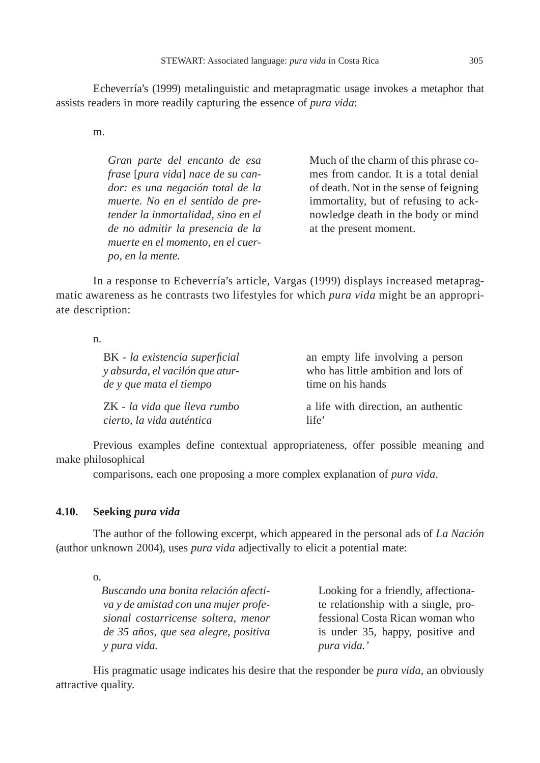Echeverría's (1999) metalinguistic and metapragmatic usage invokes a metaphor that assists readers in more readily capturing the essence of *pura vida*:

m.

| | |
|---|---|
| *Gran parte del encanto de esa frase* [*pura vida*] *nace de su candor: es una negación total de la muerte. No en el sentido de pretender la inmortalidad, sino en el de no admitir la presencia de la muerte en el momento, en el cuerpo, en la mente.* | Much of the charm of this phrase comes from candor. It is a total denial of death. Not in the sense of feigning immortality, but of refusing to acknowledge death in the body or mind at the present moment. |

In a response to Echeverría's article, Vargas (1999) displays increased metapragmatic awareness as he contrasts two lifestyles for which *pura vida* might be an appropriate description:

n.

| | |
|---|---|
| BK - *la existencia superficial y absurda, el vacilón que aturde y que mata el tiempo* | an empty life involving a person who has little ambition and lots of time on his hands |
| ZK - *la vida que lleva rumbo cierto, la vida auténtica* | a life with direction, an authentic life' |

Previous examples define contextual appropriateness, offer possible meaning and make philosophical comparisons, each one proposing a more complex explanation of *pura vida*.

### 4.10. Seeking *pura vida*

The author of the following excerpt, which appeared in the personal ads of *La Nación* (author unknown 2004), uses *pura vida* adjectivally to elicit a potential mate:

o.

| | |
|---|---|
| *Buscando una bonita relación afectiva y de amistad con una mujer profesional costarricense soltera, menor de 35 años, que sea alegre, positiva y pura vida.* | Looking for a friendly, affectionate relationship with a single, professional Costa Rican woman who is under 35, happy, positive and *pura vida.'* |

His pragmatic usage indicates his desire that the responder be *pura vida*, an obviously attractive quality.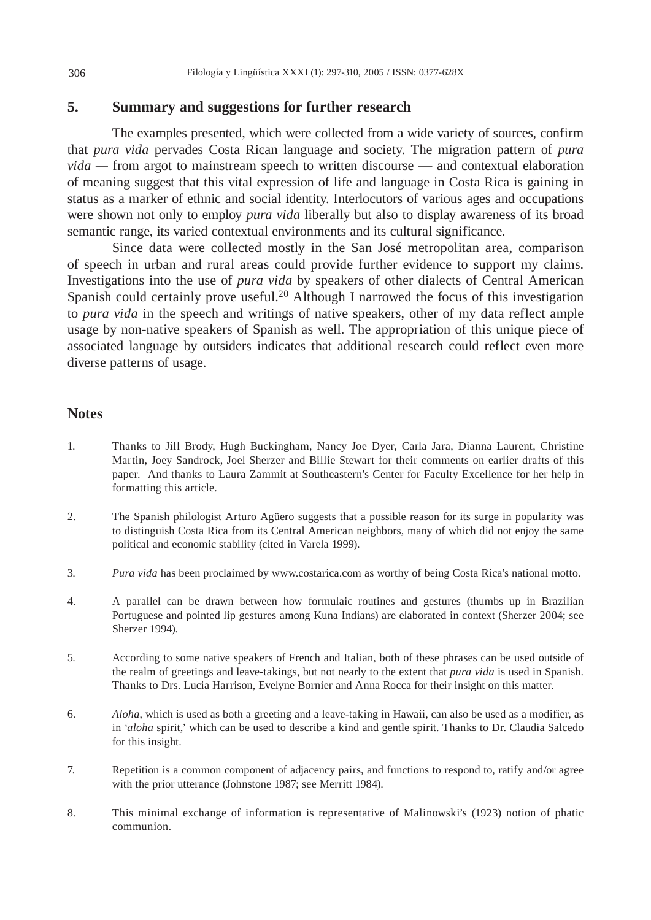## 5. Summary and suggestions for further research

The examples presented, which were collected from a wide variety of sources, confirm that *pura vida* pervades Costa Rican language and society. The migration pattern of *pura vida* — from argot to mainstream speech to written discourse — and contextual elaboration of meaning suggest that this vital expression of life and language in Costa Rica is gaining in status as a marker of ethnic and social identity. Interlocutors of various ages and occupations were shown not only to employ *pura vida* liberally but also to display awareness of its broad semantic range, its varied contextual environments and its cultural significance.

Since data were collected mostly in the San José metropolitan area, comparison of speech in urban and rural areas could provide further evidence to support my claims. Investigations into the use of *pura vida* by speakers of other dialects of Central American Spanish could certainly prove useful.[20] Although I narrowed the focus of this investigation to *pura vida* in the speech and writings of native speakers, other of my data reflect ample usage by non-native speakers of Spanish as well. The appropriation of this unique piece of associated language by outsiders indicates that additional research could reflect even more diverse patterns of usage.

## Notes

1. Thanks to Jill Brody, Hugh Buckingham, Nancy Joe Dyer, Carla Jara, Dianna Laurent, Christine Martin, Joey Sandrock, Joel Sherzer and Billie Stewart for their comments on earlier drafts of this paper. And thanks to Laura Zammit at Southeastern's Center for Faculty Excellence for her help in formatting this article.

2. The Spanish philologist Arturo Agüero suggests that a possible reason for its surge in popularity was to distinguish Costa Rica from its Central American neighbors, many of which did not enjoy the same political and economic stability (cited in Varela 1999).

3. *Pura vida* has been proclaimed by www.costarica.com as worthy of being Costa Rica's national motto.

4. A parallel can be drawn between how formulaic routines and gestures (thumbs up in Brazilian Portuguese and pointed lip gestures among Kuna Indians) are elaborated in context (Sherzer 2004; see Sherzer 1994).

5. According to some native speakers of French and Italian, both of these phrases can be used outside of the realm of greetings and leave-takings, but not nearly to the extent that *pura vida* is used in Spanish. Thanks to Drs. Lucia Harrison, Evelyne Bornier and Anna Rocca for their insight on this matter.

6. *Aloha*, which is used as both a greeting and a leave-taking in Hawaii, can also be used as a modifier, as in '*aloha* spirit,' which can be used to describe a kind and gentle spirit. Thanks to Dr. Claudia Salcedo for this insight.

7. Repetition is a common component of adjacency pairs, and functions to respond to, ratify and/or agree with the prior utterance (Johnstone 1987; see Merritt 1984).

8. This minimal exchange of information is representative of Malinowski's (1923) notion of phatic communion.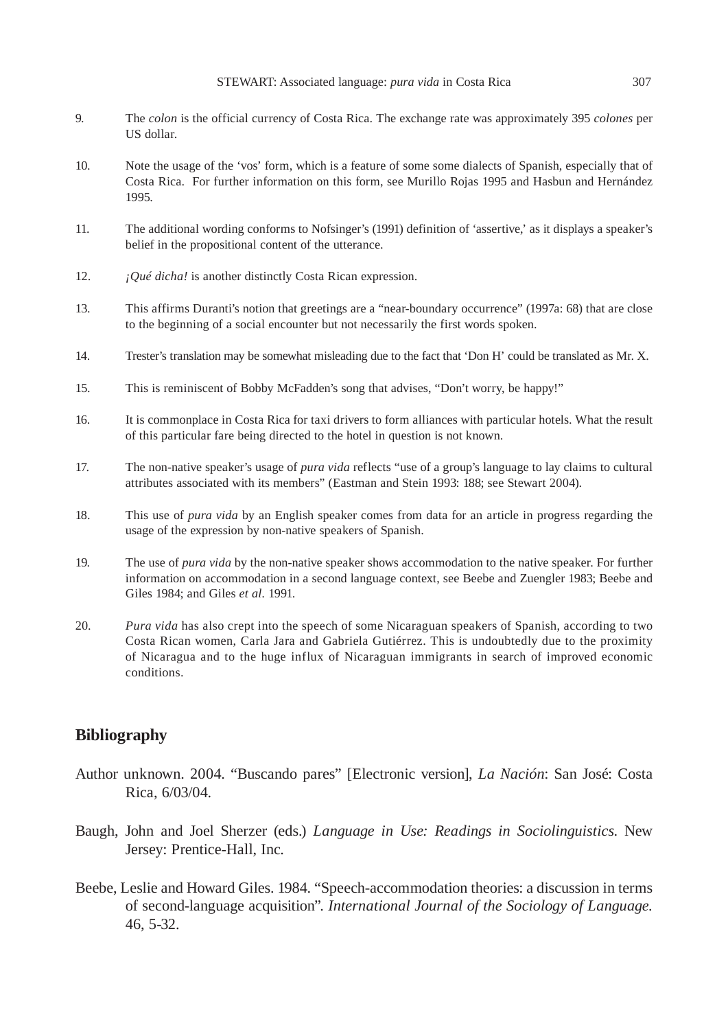9. The *colon* is the official currency of Costa Rica. The exchange rate was approximately 395 *colones* per US dollar.

10. Note the usage of the 'vos' form, which is a feature of some some dialects of Spanish, especially that of Costa Rica. For further information on this form, see Murillo Rojas 1995 and Hasbun and Hernández 1995.

11. The additional wording conforms to Nofsinger's (1991) definition of 'assertive,' as it displays a speaker's belief in the propositional content of the utterance.

12. *¡Qué dicha!* is another distinctly Costa Rican expression.

13. This affirms Duranti's notion that greetings are a "near-boundary occurrence" (1997a: 68) that are close to the beginning of a social encounter but not necessarily the first words spoken.

14. Trester's translation may be somewhat misleading due to the fact that 'Don H' could be translated as Mr. X.

15. This is reminiscent of Bobby McFadden's song that advises, "Don't worry, be happy!"

16. It is commonplace in Costa Rica for taxi drivers to form alliances with particular hotels. What the result of this particular fare being directed to the hotel in question is not known.

17. The non-native speaker's usage of *pura vida* reflects "use of a group's language to lay claims to cultural attributes associated with its members" (Eastman and Stein 1993: 188; see Stewart 2004).

18. This use of *pura vida* by an English speaker comes from data for an article in progress regarding the usage of the expression by non-native speakers of Spanish.

19. The use of *pura vida* by the non-native speaker shows accommodation to the native speaker. For further information on accommodation in a second language context, see Beebe and Zuengler 1983; Beebe and Giles 1984; and Giles *et al.* 1991.

20. *Pura vida* has also crept into the speech of some Nicaraguan speakers of Spanish, according to two Costa Rican women, Carla Jara and Gabriela Gutiérrez. This is undoubtedly due to the proximity of Nicaragua and to the huge influx of Nicaraguan immigrants in search of improved economic conditions.

## Bibliography

Author unknown. 2004. "Buscando pares" [Electronic version], *La Nación*: San José: Costa Rica, 6/03/04.

Baugh, John and Joel Sherzer (eds.) *Language in Use: Readings in Sociolinguistics.* New Jersey: Prentice-Hall, Inc.

Beebe, Leslie and Howard Giles. 1984. "Speech-accommodation theories: a discussion in terms of second-language acquisition". *International Journal of the Sociology of Language.* 46, 5-32.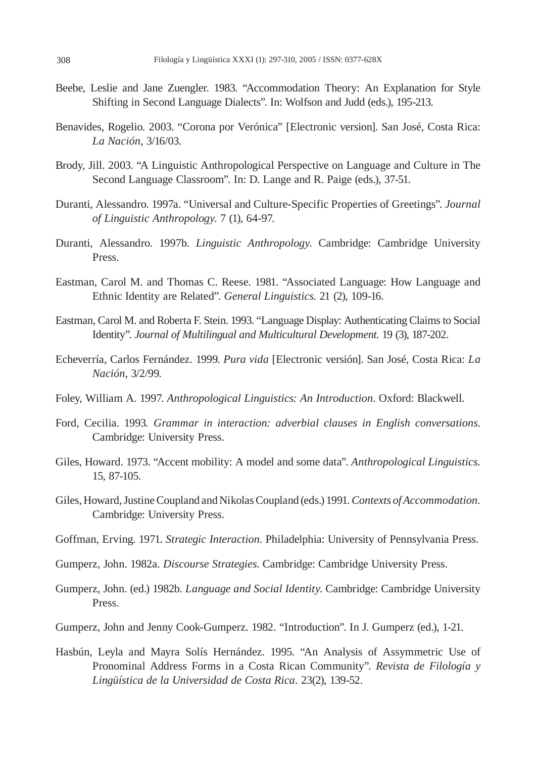Beebe, Leslie and Jane Zuengler. 1983. “Accommodation Theory: An Explanation for Style Shifting in Second Language Dialects”. In: Wolfson and Judd (eds.), 195-213.

Benavides, Rogelio. 2003. “Corona por Verónica” [Electronic version]. San José, Costa Rica: *La Nación*, 3/16/03.

Brody, Jill. 2003. “A Linguistic Anthropological Perspective on Language and Culture in The Second Language Classroom”. In: D. Lange and R. Paige (eds.), 37-51.

Duranti, Alessandro. 1997a. “Universal and Culture-Specific Properties of Greetings”. *Journal of Linguistic Anthropology.* 7 (1), 64-97.

Duranti, Alessandro. 1997b. *Linguistic Anthropology.* Cambridge: Cambridge University Press.

Eastman, Carol M. and Thomas C. Reese. 1981. “Associated Language: How Language and Ethnic Identity are Related”. *General Linguistics.* 21 (2), 109-16.

Eastman, Carol M. and Roberta F. Stein. 1993. “Language Display: Authenticating Claims to Social Identity”. *Journal of Multilingual and Multicultural Development.* 19 (3), 187-202.

Echeverría, Carlos Fernández. 1999. *Pura vida* [Electronic versión]. San José, Costa Rica: *La Nación*, 3/2/99.

Foley, William A. 1997. *Anthropological Linguistics: An Introduction*. Oxford: Blackwell.

Ford, Cecilia. 1993. *Grammar in interaction: adverbial clauses in English conversations.* Cambridge: University Press.

Giles, Howard. 1973. “Accent mobility: A model and some data”. *Anthropological Linguistics.* 15, 87-105.

Giles, Howard, Justine Coupland and Nikolas Coupland (eds.) 1991. *Contexts of Accommodation*. Cambridge: University Press.

Goffman, Erving. 1971. *Strategic Interaction*. Philadelphia: University of Pennsylvania Press.

Gumperz, John. 1982a. *Discourse Strategies.* Cambridge: Cambridge University Press.

Gumperz, John. (ed.) 1982b. *Language and Social Identity.* Cambridge: Cambridge University Press.

Gumperz, John and Jenny Cook-Gumperz. 1982. “Introduction”. In J. Gumperz (ed.), 1-21.

Hasbún, Leyla and Mayra Solís Hernández. 1995. “An Analysis of Assymmetric Use of Pronominal Address Forms in a Costa Rican Community”. *Revista de Filología y Lingüística de la Universidad de Costa Rica*. 23(2), 139-52.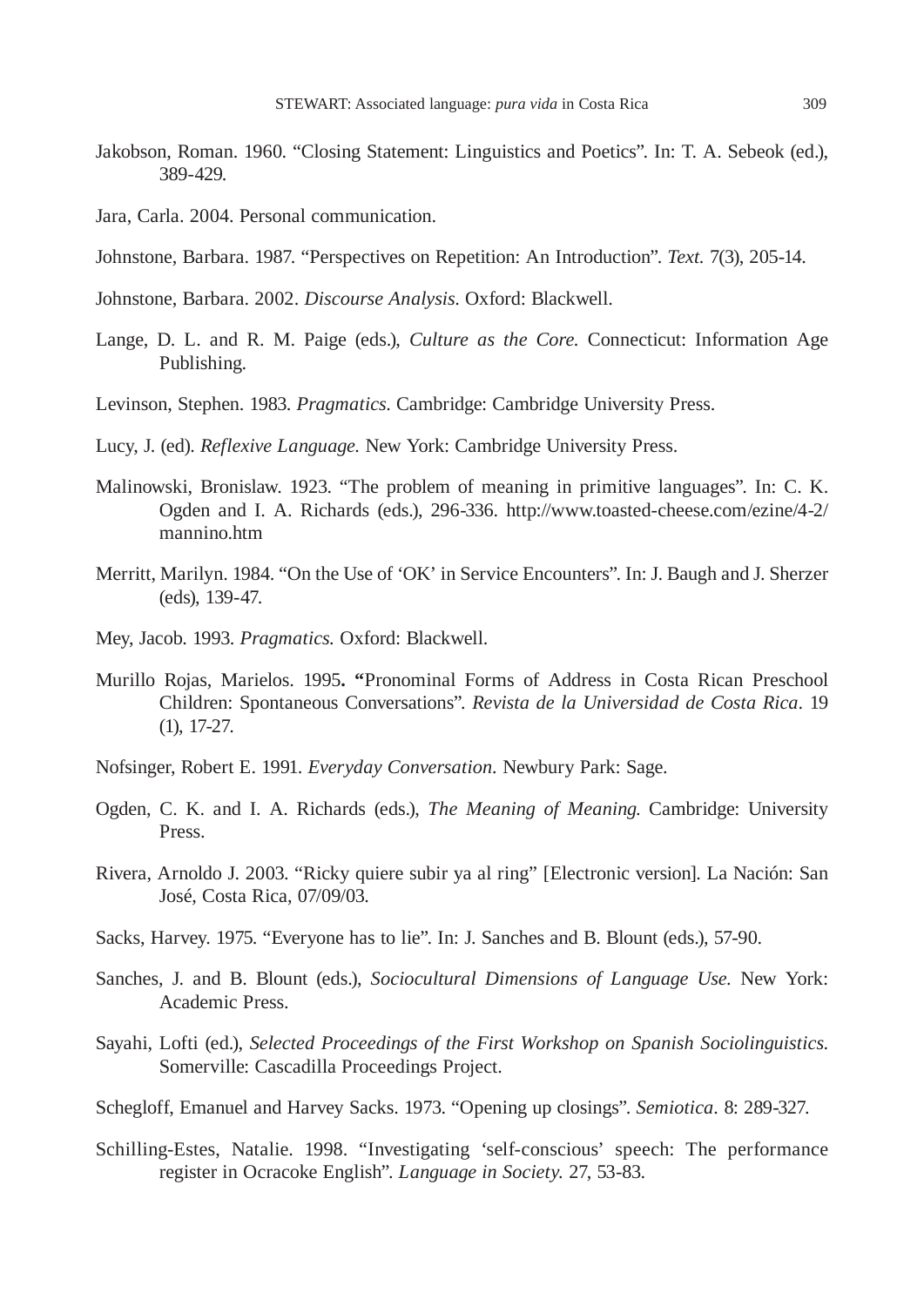Jakobson, Roman. 1960. "Closing Statement: Linguistics and Poetics". In: T. A. Sebeok (ed.), 389-429.

Jara, Carla. 2004. Personal communication.

Johnstone, Barbara. 1987. "Perspectives on Repetition: An Introduction". *Text.* 7(3), 205-14.

Johnstone, Barbara. 2002. *Discourse Analysis.* Oxford: Blackwell.

Lange, D. L. and R. M. Paige (eds.), *Culture as the Core.* Connecticut: Information Age Publishing.

Levinson, Stephen. 1983. *Pragmatics.* Cambridge: Cambridge University Press.

Lucy, J. (ed). *Reflexive Language.* New York: Cambridge University Press.

Malinowski, Bronislaw. 1923. "The problem of meaning in primitive languages". In: C. K. Ogden and I. A. Richards (eds.), 296-336. http://www.toasted-cheese.com/ezine/4-2/mannino.htm

Merritt, Marilyn. 1984. "On the Use of 'OK' in Service Encounters". In: J. Baugh and J. Sherzer (eds), 139-47.

Mey, Jacob. 1993. *Pragmatics.* Oxford: Blackwell.

Murillo Rojas, Marielos. 1995**. "**Pronominal Forms of Address in Costa Rican Preschool Children: Spontaneous Conversations". *Revista de la Universidad de Costa Rica*. 19 (1), 17-27.

Nofsinger, Robert E. 1991. *Everyday Conversation.* Newbury Park: Sage.

Ogden, C. K. and I. A. Richards (eds.), *The Meaning of Meaning.* Cambridge: University Press.

Rivera, Arnoldo J. 2003. "Ricky quiere subir ya al ring" [Electronic version]. La Nación: San José, Costa Rica, 07/09/03.

Sacks, Harvey. 1975. "Everyone has to lie". In: J. Sanches and B. Blount (eds.), 57-90.

Sanches, J. and B. Blount (eds.), *Sociocultural Dimensions of Language Use.* New York: Academic Press.

Sayahi, Lofti (ed.), *Selected Proceedings of the First Workshop on Spanish Sociolinguistics.* Somerville: Cascadilla Proceedings Project.

Schegloff, Emanuel and Harvey Sacks. 1973. "Opening up closings". *Semiotica*. 8: 289-327.

Schilling-Estes, Natalie. 1998. "Investigating 'self-conscious' speech: The performance register in Ocracoke English". *Language in Society.* 27, 53-83.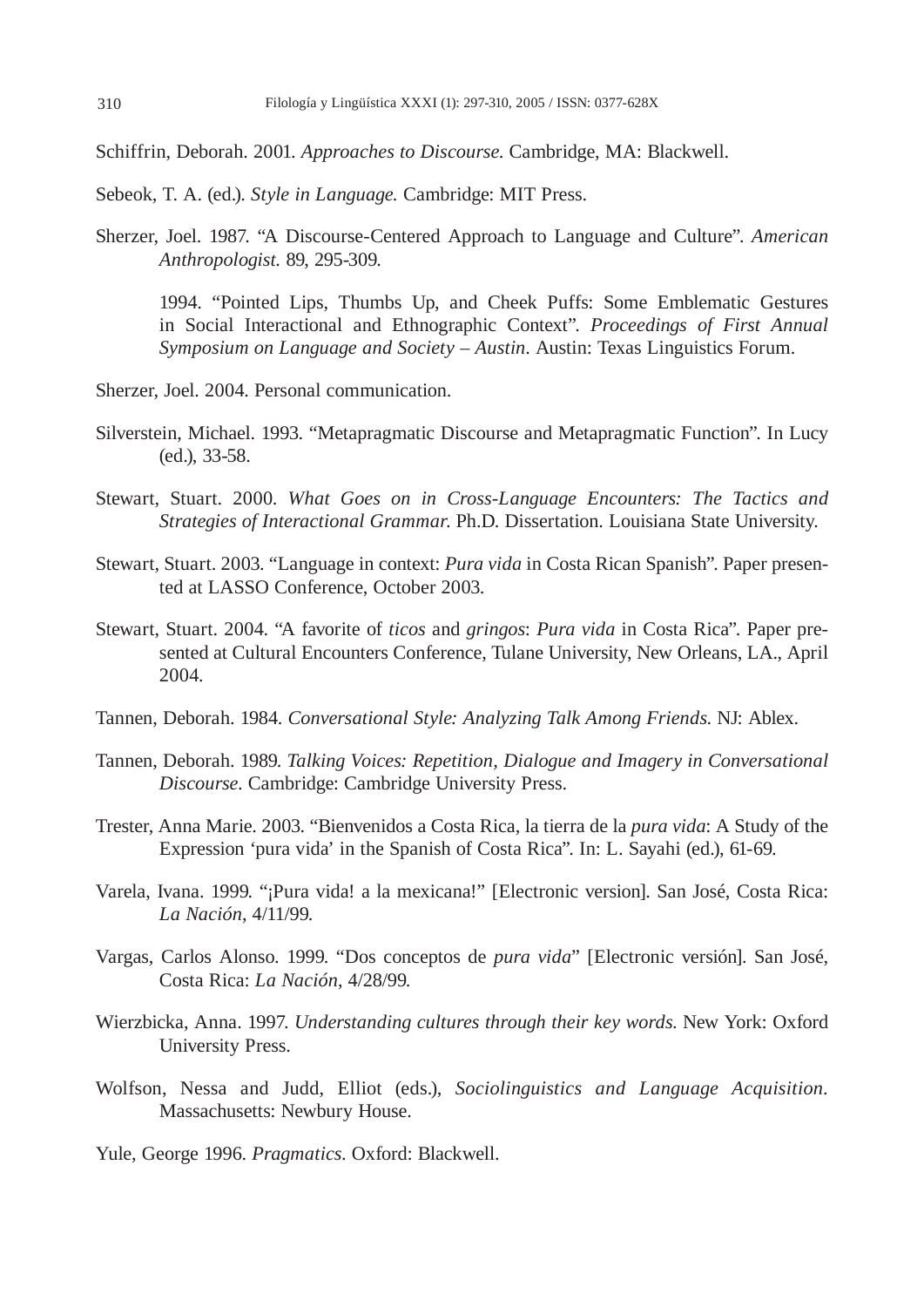Schiffrin, Deborah. 2001. *Approaches to Discourse.* Cambridge, MA: Blackwell.

Sebeok, T. A. (ed.). *Style in Language.* Cambridge: MIT Press.

Sherzer, Joel. 1987. "A Discourse-Centered Approach to Language and Culture". *American Anthropologist.* 89, 295-309.

1994. "Pointed Lips, Thumbs Up, and Cheek Puffs: Some Emblematic Gestures in Social Interactional and Ethnographic Context". *Proceedings of First Annual Symposium on Language and Society – Austin*. Austin: Texas Linguistics Forum.

Sherzer, Joel. 2004. Personal communication.

Silverstein, Michael. 1993. "Metapragmatic Discourse and Metapragmatic Function". In Lucy (ed.), 33-58.

Stewart, Stuart. 2000. *What Goes on in Cross-Language Encounters: The Tactics and Strategies of Interactional Grammar.* Ph.D. Dissertation. Louisiana State University.

Stewart, Stuart. 2003. "Language in context: *Pura vida* in Costa Rican Spanish". Paper presented at LASSO Conference, October 2003.

Stewart, Stuart. 2004. "A favorite of *ticos* and *gringos*: *Pura vida* in Costa Rica". Paper presented at Cultural Encounters Conference, Tulane University, New Orleans, LA., April 2004.

Tannen, Deborah. 1984. *Conversational Style: Analyzing Talk Among Friends.* NJ: Ablex.

Tannen, Deborah. 1989. *Talking Voices: Repetition, Dialogue and Imagery in Conversational Discourse.* Cambridge: Cambridge University Press.

Trester, Anna Marie. 2003. "Bienvenidos a Costa Rica, la tierra de la *pura vida*: A Study of the Expression 'pura vida' in the Spanish of Costa Rica". In: L. Sayahi (ed.), 61-69.

Varela, Ivana. 1999. "¡Pura vida! a la mexicana!" [Electronic version]. San José, Costa Rica: *La Nación*, 4/11/99.

Vargas, Carlos Alonso. 1999. "Dos conceptos de *pura vida*" [Electronic versión]. San José, Costa Rica: *La Nación*, 4/28/99.

Wierzbicka, Anna. 1997. *Understanding cultures through their key words.* New York: Oxford University Press.

Wolfson, Nessa and Judd, Elliot (eds.), *Sociolinguistics and Language Acquisition*. Massachusetts: Newbury House.

Yule, George 1996. *Pragmatics.* Oxford: Blackwell.